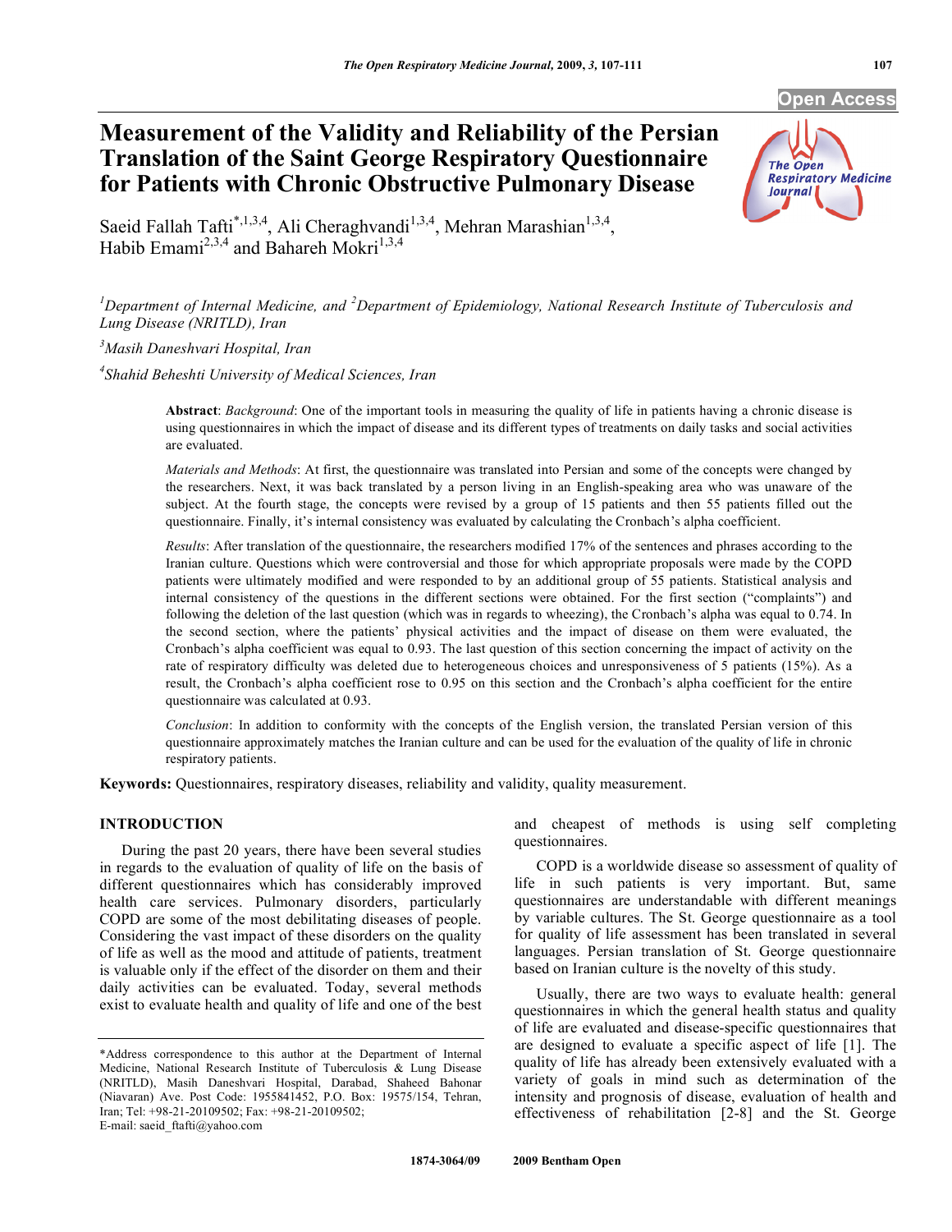# Measurement of the Validity and Reliability of the Persian Translation of the Saint George Respiratory Questionnaire for Patients with Chronic Obstructive Pulmonary Disease

Saeid Fallah Tafti[*,1,3,4], Ali Cheraghvandi[1,3,4], Mehran Marashian[1,3,4], Habib Emami[2,3,4] and Bahareh Mokri[1,3,4]

[1]*Department of Internal Medicine, and* [2]*Department of Epidemiology, National Research Institute of Tuberculosis and Lung Disease (NRITLD), Iran*

[3]*Masih Daneshvari Hospital, Iran*

[4]*Shahid Beheshti University of Medical Sciences, Iran*

**Abstract**: *Background*: One of the important tools in measuring the quality of life in patients having a chronic disease is using questionnaires in which the impact of disease and its different types of treatments on daily tasks and social activities are evaluated.

*Materials and Methods*: At first, the questionnaire was translated into Persian and some of the concepts were changed by the researchers. Next, it was back translated by a person living in an English-speaking area who was unaware of the subject. At the fourth stage, the concepts were revised by a group of 15 patients and then 55 patients filled out the questionnaire. Finally, it's internal consistency was evaluated by calculating the Cronbach's alpha coefficient.

*Results*: After translation of the questionnaire, the researchers modified 17% of the sentences and phrases according to the Iranian culture. Questions which were controversial and those for which appropriate proposals were made by the COPD patients were ultimately modified and were responded to by an additional group of 55 patients. Statistical analysis and internal consistency of the questions in the different sections were obtained. For the first section ("complaints") and following the deletion of the last question (which was in regards to wheezing), the Cronbach's alpha was equal to 0.74. In the second section, where the patients' physical activities and the impact of disease on them were evaluated, the Cronbach's alpha coefficient was equal to 0.93. The last question of this section concerning the impact of activity on the rate of respiratory difficulty was deleted due to heterogeneous choices and unresponsiveness of 5 patients (15%). As a result, the Cronbach's alpha coefficient rose to 0.95 on this section and the Cronbach's alpha coefficient for the entire questionnaire was calculated at 0.93.

*Conclusion*: In addition to conformity with the concepts of the English version, the translated Persian version of this questionnaire approximately matches the Iranian culture and can be used for the evaluation of the quality of life in chronic respiratory patients.

**Keywords:** Questionnaires, respiratory diseases, reliability and validity, quality measurement.

## INTRODUCTION

During the past 20 years, there have been several studies in regards to the evaluation of quality of life on the basis of different questionnaires which has considerably improved health care services. Pulmonary disorders, particularly COPD are some of the most debilitating diseases of people. Considering the vast impact of these disorders on the quality of life as well as the mood and attitude of patients, treatment is valuable only if the effect of the disorder on them and their daily activities can be evaluated. Today, several methods exist to evaluate health and quality of life and one of the best and cheapest of methods is using self completing questionnaires.

COPD is a worldwide disease so assessment of quality of life in such patients is very important. But, same questionnaires are understandable with different meanings by variable cultures. The St. George questionnaire as a tool for quality of life assessment has been translated in several languages. Persian translation of St. George questionnaire based on Iranian culture is the novelty of this study.

Usually, there are two ways to evaluate health: general questionnaires in which the general health status and quality of life are evaluated and disease-specific questionnaires that are designed to evaluate a specific aspect of life [1]. The quality of life has already been extensively evaluated with a variety of goals in mind such as determination of the intensity and prognosis of disease, evaluation of health and effectiveness of rehabilitation [2-8] and the St. George

*Address correspondence to this author at the Department of Internal Medicine, National Research Institute of Tuberculosis & Lung Disease (NRITLD), Masih Daneshvari Hospital, Darabad, Shaheed Bahonar (Niavaran) Ave. Post Code: 1955841452, P.O. Box: 19575/154, Tehran, Iran; Tel: +98-21-20109502; Fax: +98-21-20109502; E-mail: saeid_ftafti@yahoo.com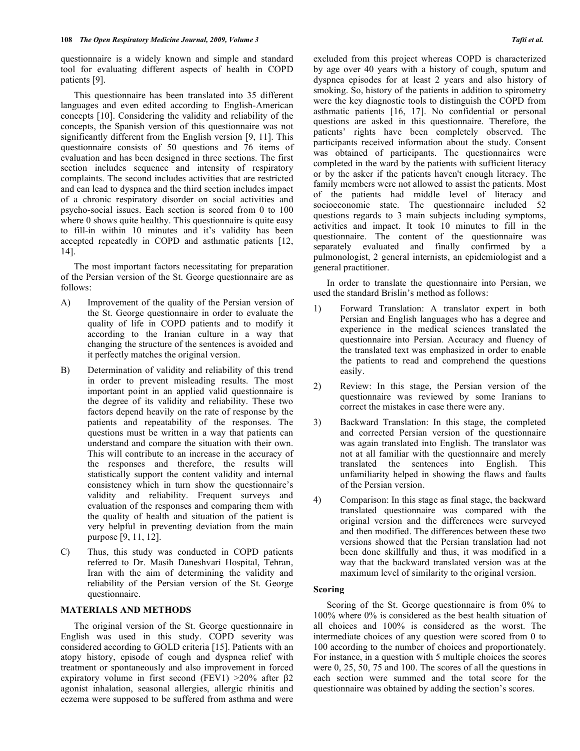questionnaire is a widely known and simple and standard tool for evaluating different aspects of health in COPD patients [9].

This questionnaire has been translated into 35 different languages and even edited according to English-American concepts [10]. Considering the validity and reliability of the concepts, the Spanish version of this questionnaire was not significantly different from the English version [9, 11]. This questionnaire consists of 50 questions and 76 items of evaluation and has been designed in three sections. The first section includes sequence and intensity of respiratory complaints. The second includes activities that are restricted and can lead to dyspnea and the third section includes impact of a chronic respiratory disorder on social activities and psycho-social issues. Each section is scored from 0 to 100 where 0 shows quite healthy. This questionnaire is quite easy to fill-in within 10 minutes and it's validity has been accepted repeatedly in COPD and asthmatic patients [12, 14].

The most important factors necessitating for preparation of the Persian version of the St. George questionnaire are as follows:

A) Improvement of the quality of the Persian version of the St. George questionnaire in order to evaluate the quality of life in COPD patients and to modify it according to the Iranian culture in a way that changing the structure of the sentences is avoided and it perfectly matches the original version.

B) Determination of validity and reliability of this trend in order to prevent misleading results. The most important point in an applied valid questionnaire is the degree of its validity and reliability. These two factors depend heavily on the rate of response by the patients and repeatability of the responses. The questions must be written in a way that patients can understand and compare the situation with their own. This will contribute to an increase in the accuracy of the responses and therefore, the results will statistically support the content validity and internal consistency which in turn show the questionnaire's validity and reliability. Frequent surveys and evaluation of the responses and comparing them with the quality of health and situation of the patient is very helpful in preventing deviation from the main purpose [9, 11, 12].

C) Thus, this study was conducted in COPD patients referred to Dr. Masih Daneshvari Hospital, Tehran, Iran with the aim of determining the validity and reliability of the Persian version of the St. George questionnaire.

## MATERIALS AND METHODS

The original version of the St. George questionnaire in English was used in this study. COPD severity was considered according to GOLD criteria [15]. Patients with an atopy history, episode of cough and dyspnea relief with treatment or spontaneously and also improvement in forced expiratory volume in first second (FEV1) >20% after β2 agonist inhalation, seasonal allergies, allergic rhinitis and eczema were supposed to be suffered from asthma and were excluded from this project whereas COPD is characterized by age over 40 years with a history of cough, sputum and dyspnea episodes for at least 2 years and also history of smoking. So, history of the patients in addition to spirometry were the key diagnostic tools to distinguish the COPD from asthmatic patients [16, 17]. No confidential or personal questions are asked in this questionnaire. Therefore, the patients' rights have been completely observed. The participants received information about the study. Consent was obtained of participants. The questionnaires were completed in the ward by the patients with sufficient literacy or by the asker if the patients haven't enough literacy. The family members were not allowed to assist the patients. Most of the patients had middle level of literacy and socioeconomic state. The questionnaire included 52 questions regards to 3 main subjects including symptoms, activities and impact. It took 10 minutes to fill in the questionnaire. The content of the questionnaire was separately evaluated and finally confirmed by a pulmonologist, 2 general internists, an epidemiologist and a general practitioner.

In order to translate the questionnaire into Persian, we used the standard Brislin's method as follows:

1) Forward Translation: A translator expert in both Persian and English languages who has a degree and experience in the medical sciences translated the questionnaire into Persian. Accuracy and fluency of the translated text was emphasized in order to enable the patients to read and comprehend the questions easily.

2) Review: In this stage, the Persian version of the questionnaire was reviewed by some Iranians to correct the mistakes in case there were any.

3) Backward Translation: In this stage, the completed and corrected Persian version of the questionnaire was again translated into English. The translator was not at all familiar with the questionnaire and merely translated the sentences into English. This unfamiliarity helped in showing the flaws and faults of the Persian version.

4) Comparison: In this stage as final stage, the backward translated questionnaire was compared with the original version and the differences were surveyed and then modified. The differences between these two versions showed that the Persian translation had not been done skillfully and thus, it was modified in a way that the backward translated version was at the maximum level of similarity to the original version.

### Scoring

Scoring of the St. George questionnaire is from 0% to 100% where 0% is considered as the best health situation of all choices and 100% is considered as the worst. The intermediate choices of any question were scored from 0 to 100 according to the number of choices and proportionately. For instance, in a question with 5 multiple choices the scores were 0, 25, 50, 75 and 100. The scores of all the questions in each section were summed and the total score for the questionnaire was obtained by adding the section's scores.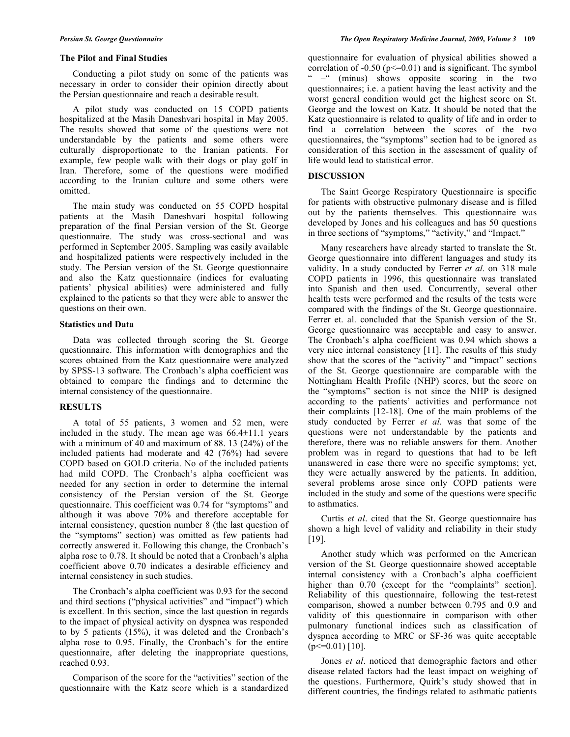### The Pilot and Final Studies

Conducting a pilot study on some of the patients was necessary in order to consider their opinion directly about the Persian questionnaire and reach a desirable result.

A pilot study was conducted on 15 COPD patients hospitalized at the Masih Daneshvari hospital in May 2005. The results showed that some of the questions were not understandable by the patients and some others were culturally disproportionate to the Iranian patients. For example, few people walk with their dogs or play golf in Iran. Therefore, some of the questions were modified according to the Iranian culture and some others were omitted.

The main study was conducted on 55 COPD hospital patients at the Masih Daneshvari hospital following preparation of the final Persian version of the St. George questionnaire. The study was cross-sectional and was performed in September 2005. Sampling was easily available and hospitalized patients were respectively included in the study. The Persian version of the St. George questionnaire and also the Katz questionnaire (indices for evaluating patients' physical abilities) were administered and fully explained to the patients so that they were able to answer the questions on their own.

### Statistics and Data

Data was collected through scoring the St. George questionnaire. This information with demographics and the scores obtained from the Katz questionnaire were analyzed by SPSS-13 software. The Cronbach's alpha coefficient was obtained to compare the findings and to determine the internal consistency of the questionnaire.

## RESULTS

A total of 55 patients, 3 women and 52 men, were included in the study. The mean age was 66.4±11.1 years with a minimum of 40 and maximum of 88. 13 (24%) of the included patients had moderate and 42 (76%) had severe COPD based on GOLD criteria. No of the included patients had mild COPD. The Cronbach's alpha coefficient was needed for any section in order to determine the internal consistency of the Persian version of the St. George questionnaire. This coefficient was 0.74 for "symptoms" and although it was above 70% and therefore acceptable for internal consistency, question number 8 (the last question of the "symptoms" section) was omitted as few patients had correctly answered it. Following this change, the Cronbach's alpha rose to 0.78. It should be noted that a Cronbach's alpha coefficient above 0.70 indicates a desirable efficiency and internal consistency in such studies.

The Cronbach's alpha coefficient was 0.93 for the second and third sections ("physical activities" and "impact") which is excellent. In this section, since the last question in regards to the impact of physical activity on dyspnea was responded to by 5 patients (15%), it was deleted and the Cronbach's alpha rose to 0.95. Finally, the Cronbach's for the entire questionnaire, after deleting the inappropriate questions, reached 0.93.

Comparison of the score for the "activities" section of the questionnaire with the Katz score which is a standardized questionnaire for evaluation of physical abilities showed a correlation of -0.50 ($p<=0.01$) and is significant. The symbol " –" (minus) shows opposite scoring in the two questionnaires; i.e. a patient having the least activity and the worst general condition would get the highest score on St. George and the lowest on Katz. It should be noted that the Katz questionnaire is related to quality of life and in order to find a correlation between the scores of the two questionnaires, the "symptoms" section had to be ignored as consideration of this section in the assessment of quality of life would lead to statistical error.

## DISCUSSION

The Saint George Respiratory Questionnaire is specific for patients with obstructive pulmonary disease and is filled out by the patients themselves. This questionnaire was developed by Jones and his colleagues and has 50 questions in three sections of "symptoms," "activity," and "Impact."

Many researchers have already started to translate the St. George questionnaire into different languages and study its validity. In a study conducted by Ferrer *et al*. on 318 male COPD patients in 1996, this questionnaire was translated into Spanish and then used. Concurrently, several other health tests were performed and the results of the tests were compared with the findings of the St. George questionnaire. Ferrer et. al. concluded that the Spanish version of the St. George questionnaire was acceptable and easy to answer. The Cronbach's alpha coefficient was 0.94 which shows a very nice internal consistency [11]. The results of this study show that the scores of the "activity" and "impact" sections of the St. George questionnaire are comparable with the Nottingham Health Profile (NHP) scores, but the score on the "symptoms" section is not since the NHP is designed according to the patients' activities and performance not their complaints [12-18]. One of the main problems of the study conducted by Ferrer *et al*. was that some of the questions were not understandable by the patients and therefore, there was no reliable answers for them. Another problem was in regard to questions that had to be left unanswered in case there were no specific symptoms; yet, they were actually answered by the patients. In addition, several problems arose since only COPD patients were included in the study and some of the questions were specific to asthmatics.

Curtis *et al*. cited that the St. George questionnaire has shown a high level of validity and reliability in their study [19].

Another study which was performed on the American version of the St. George questionnaire showed acceptable internal consistency with a Cronbach's alpha coefficient higher than 0.70 (except for the "complaints" section]. Reliability of this questionnaire, following the test-retest comparison, showed a number between 0.795 and 0.9 and validity of this questionnaire in comparison with other pulmonary functional indices such as classification of dyspnea according to MRC or SF-36 was quite acceptable ($p<=0.01$) [10].

Jones *et al*. noticed that demographic factors and other disease related factors had the least impact on weighing of the questions. Furthermore, Quirk's study showed that in different countries, the findings related to asthmatic patients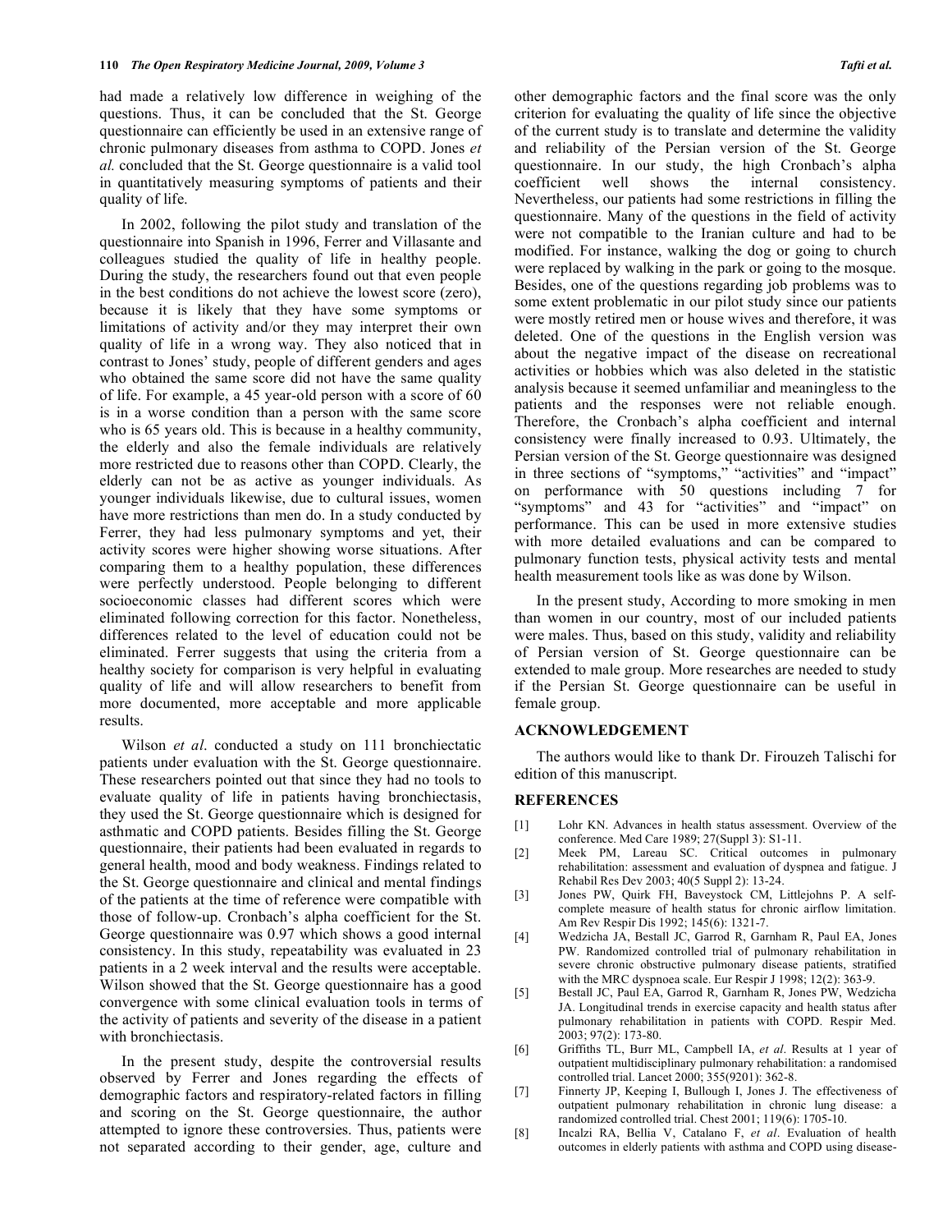had made a relatively low difference in weighing of the questions. Thus, it can be concluded that the St. George questionnaire can efficiently be used in an extensive range of chronic pulmonary diseases from asthma to COPD. Jones *et al.* concluded that the St. George questionnaire is a valid tool in quantitatively measuring symptoms of patients and their quality of life.

In 2002, following the pilot study and translation of the questionnaire into Spanish in 1996, Ferrer and Villasante and colleagues studied the quality of life in healthy people. During the study, the researchers found out that even people in the best conditions do not achieve the lowest score (zero), because it is likely that they have some symptoms or limitations of activity and/or they may interpret their own quality of life in a wrong way. They also noticed that in contrast to Jones' study, people of different genders and ages who obtained the same score did not have the same quality of life. For example, a 45 year-old person with a score of 60 is in a worse condition than a person with the same score who is 65 years old. This is because in a healthy community, the elderly and also the female individuals are relatively more restricted due to reasons other than COPD. Clearly, the elderly can not be as active as younger individuals. As younger individuals likewise, due to cultural issues, women have more restrictions than men do. In a study conducted by Ferrer, they had less pulmonary symptoms and yet, their activity scores were higher showing worse situations. After comparing them to a healthy population, these differences were perfectly understood. People belonging to different socioeconomic classes had different scores which were eliminated following correction for this factor. Nonetheless, differences related to the level of education could not be eliminated. Ferrer suggests that using the criteria from a healthy society for comparison is very helpful in evaluating quality of life and will allow researchers to benefit from more documented, more acceptable and more applicable results.

Wilson *et al*. conducted a study on 111 bronchiectatic patients under evaluation with the St. George questionnaire. These researchers pointed out that since they had no tools to evaluate quality of life in patients having bronchiectasis, they used the St. George questionnaire which is designed for asthmatic and COPD patients. Besides filling the St. George questionnaire, their patients had been evaluated in regards to general health, mood and body weakness. Findings related to the St. George questionnaire and clinical and mental findings of the patients at the time of reference were compatible with those of follow-up. Cronbach's alpha coefficient for the St. George questionnaire was 0.97 which shows a good internal consistency. In this study, repeatability was evaluated in 23 patients in a 2 week interval and the results were acceptable. Wilson showed that the St. George questionnaire has a good convergence with some clinical evaluation tools in terms of the activity of patients and severity of the disease in a patient with bronchiectasis.

In the present study, despite the controversial results observed by Ferrer and Jones regarding the effects of demographic factors and respiratory-related factors in filling and scoring on the St. George questionnaire, the author attempted to ignore these controversies. Thus, patients were not separated according to their gender, age, culture and other demographic factors and the final score was the only criterion for evaluating the quality of life since the objective of the current study is to translate and determine the validity and reliability of the Persian version of the St. George questionnaire. In our study, the high Cronbach's alpha coefficient well shows the internal consistency. Nevertheless, our patients had some restrictions in filling the questionnaire. Many of the questions in the field of activity were not compatible to the Iranian culture and had to be modified. For instance, walking the dog or going to church were replaced by walking in the park or going to the mosque. Besides, one of the questions regarding job problems was to some extent problematic in our pilot study since our patients were mostly retired men or house wives and therefore, it was deleted. One of the questions in the English version was about the negative impact of the disease on recreational activities or hobbies which was also deleted in the statistic analysis because it seemed unfamiliar and meaningless to the patients and the responses were not reliable enough. Therefore, the Cronbach's alpha coefficient and internal consistency were finally increased to 0.93. Ultimately, the Persian version of the St. George questionnaire was designed in three sections of "symptoms," "activities" and "impact" on performance with 50 questions including 7 for "symptoms" and 43 for "activities" and "impact" on performance. This can be used in more extensive studies with more detailed evaluations and can be compared to pulmonary function tests, physical activity tests and mental health measurement tools like as was done by Wilson.

In the present study, According to more smoking in men than women in our country, most of our included patients were males. Thus, based on this study, validity and reliability of Persian version of St. George questionnaire can be extended to male group. More researches are needed to study if the Persian St. George questionnaire can be useful in female group.

## ACKNOWLEDGEMENT

The authors would like to thank Dr. Firouzeh Talischi for edition of this manuscript.

## REFERENCES

[1] Lohr KN. Advances in health status assessment. Overview of the conference. Med Care 1989; 27(Suppl 3): S1-11.

[2] Meek PM, Lareau SC. Critical outcomes in pulmonary rehabilitation: assessment and evaluation of dyspnea and fatigue. J Rehabil Res Dev 2003; 40(5 Suppl 2): 13-24.

[3] Jones PW, Quirk FH, Baveystock CM, Littlejohns P. A self-complete measure of health status for chronic airflow limitation. Am Rev Respir Dis 1992; 145(6): 1321-7.

[4] Wedzicha JA, Bestall JC, Garrod R, Garnham R, Paul EA, Jones PW. Randomized controlled trial of pulmonary rehabilitation in severe chronic obstructive pulmonary disease patients, stratified with the MRC dyspnoea scale. Eur Respir J 1998; 12(2): 363-9.

[5] Bestall JC, Paul EA, Garrod R, Garnham R, Jones PW, Wedzicha JA. Longitudinal trends in exercise capacity and health status after pulmonary rehabilitation in patients with COPD. Respir Med. 2003; 97(2): 173-80.

[6] Griffiths TL, Burr ML, Campbell IA, *et al*. Results at 1 year of outpatient multidisciplinary pulmonary rehabilitation: a randomised controlled trial. Lancet 2000; 355(9201): 362-8.

[7] Finnerty JP, Keeping I, Bullough I, Jones J. The effectiveness of outpatient pulmonary rehabilitation in chronic lung disease: a randomized controlled trial. Chest 2001; 119(6): 1705-10.

[8] Incalzi RA, Bellia V, Catalano F, *et al*. Evaluation of health outcomes in elderly patients with asthma and COPD using disease-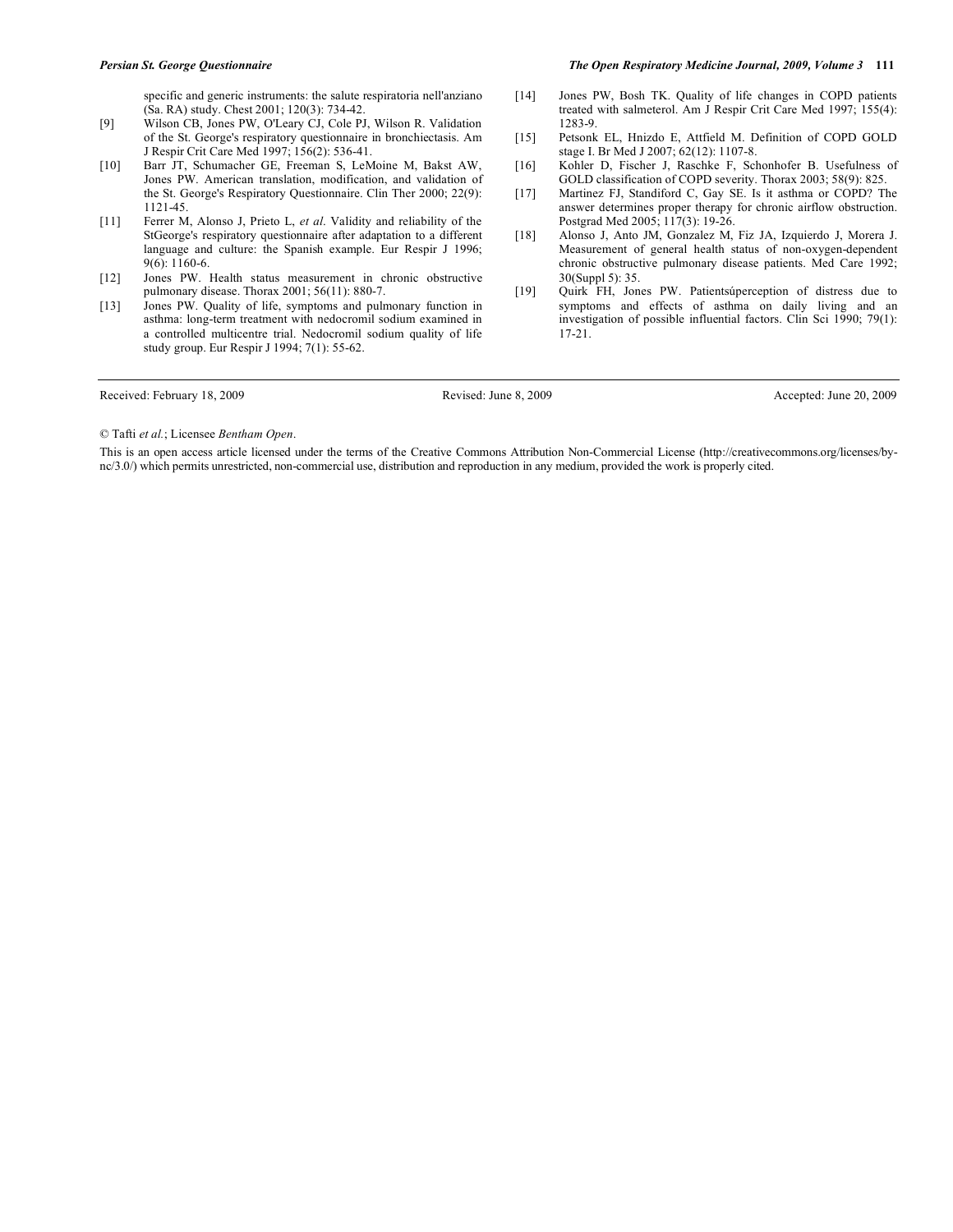specific and generic instruments: the salute respiratoria nell'anziano (Sa. RA) study. Chest 2001; 120(3): 734-42.

[9] Wilson CB, Jones PW, O'Leary CJ, Cole PJ, Wilson R. Validation of the St. George's respiratory questionnaire in bronchiectasis. Am J Respir Crit Care Med 1997; 156(2): 536-41.

[10] Barr JT, Schumacher GE, Freeman S, LeMoine M, Bakst AW, Jones PW. American translation, modification, and validation of the St. George's Respiratory Questionnaire. Clin Ther 2000; 22(9): 1121-45.

[11] Ferrer M, Alonso J, Prieto L, *et al*. Validity and reliability of the StGeorge's respiratory questionnaire after adaptation to a different language and culture: the Spanish example. Eur Respir J 1996; 9(6): 1160-6.

[12] Jones PW. Health status measurement in chronic obstructive pulmonary disease. Thorax 2001; 56(11): 880-7.

[13] Jones PW. Quality of life, symptoms and pulmonary function in asthma: long-term treatment with nedocromil sodium examined in a controlled multicentre trial. Nedocromil sodium quality of life study group. Eur Respir J 1994; 7(1): 55-62.

[14] Jones PW, Bosh TK. Quality of life changes in COPD patients treated with salmeterol. Am J Respir Crit Care Med 1997; 155(4): 1283-9.

[15] Petsonk EL, Hnizdo E, Attfield M. Definition of COPD GOLD stage I. Br Med J 2007; 62(12): 1107-8.

[16] Kohler D, Fischer J, Raschke F, Schonhofer B. Usefulness of GOLD classification of COPD severity. Thorax 2003; 58(9): 825.

[17] Martinez FJ, Standiford C, Gay SE. Is it asthma or COPD? The answer determines proper therapy for chronic airflow obstruction. Postgrad Med 2005; 117(3): 19-26.

[18] Alonso J, Anto JM, Gonzalez M, Fiz JA, Izquierdo J, Morera J. Measurement of general health status of non-oxygen-dependent chronic obstructive pulmonary disease patients. Med Care 1992; 30(Suppl 5): 35.

[19] Quirk FH, Jones PW. Patientsúperception of distress due to symptoms and effects of asthma on daily living and an investigation of possible influential factors. Clin Sci 1990; 79(1): 17-21.

Received: February 18, 2009 Revised: June 8, 2009 Accepted: June 20, 2009

© Tafti *et al.*; Licensee *Bentham Open*.

This is an open access article licensed under the terms of the Creative Commons Attribution Non-Commercial License (http://creativecommons.org/licenses/by-nc/3.0/) which permits unrestricted, non-commercial use, distribution and reproduction in any medium, provided the work is properly cited.